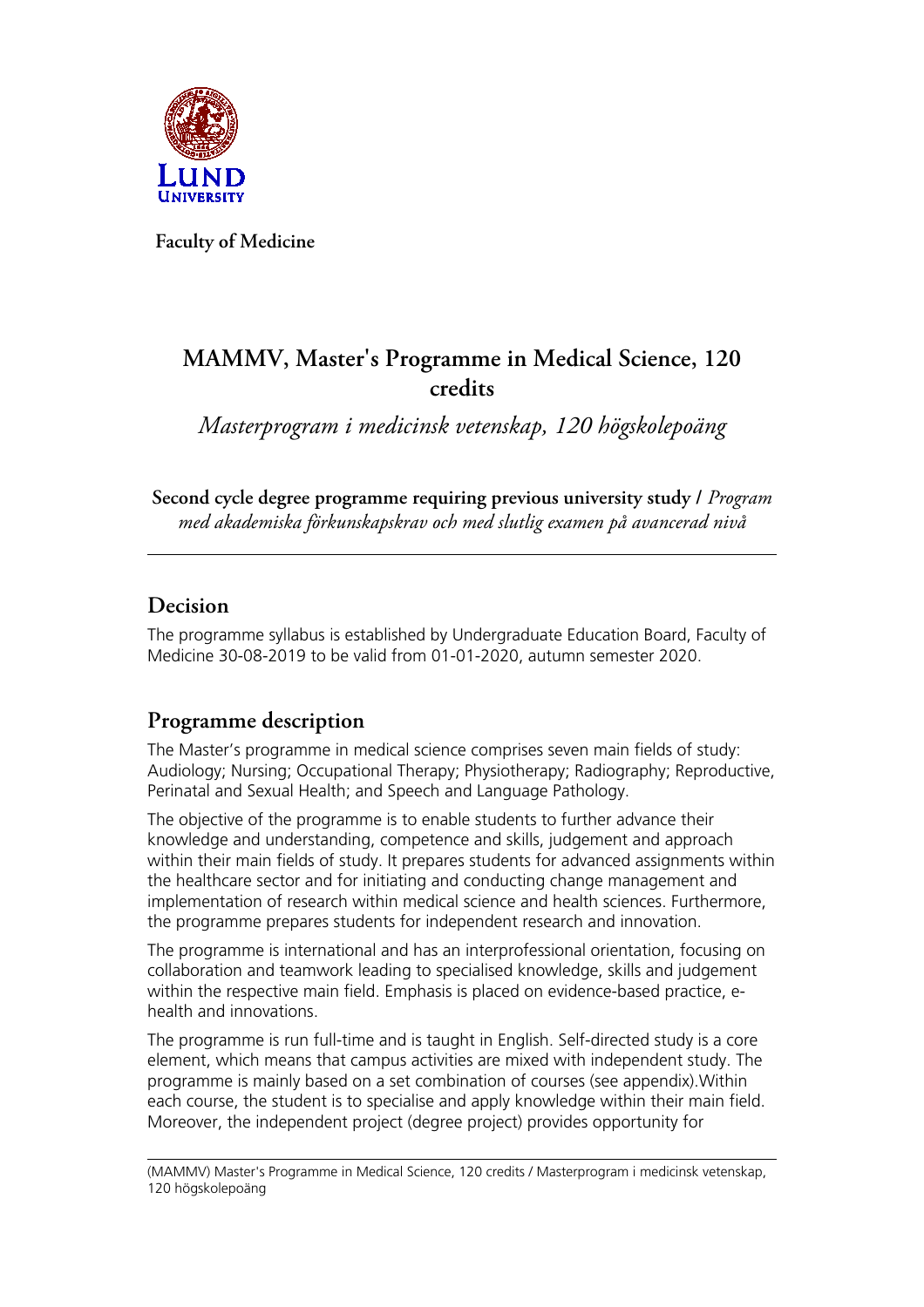**Faculty of Medicine**

# MAMMV, Master's Programme in Medical Science, 120 credits

*Masterprogram i medicinsk vetenskap, 120 högskolepoäng*

**Second cycle degree programme requiring previous university study /** *Program med akademiska förkunskapskrav och med slutlig examen på avancerad nivå*

---

## Decision

The programme syllabus is established by Undergraduate Education Board, Faculty of Medicine 30-08-2019 to be valid from 01-01-2020, autumn semester 2020.

## Programme description

The Master's programme in medical science comprises seven main fields of study: Audiology; Nursing; Occupational Therapy; Physiotherapy; Radiography; Reproductive, Perinatal and Sexual Health; and Speech and Language Pathology.

The objective of the programme is to enable students to further advance their knowledge and understanding, competence and skills, judgement and approach within their main fields of study. It prepares students for advanced assignments within the healthcare sector and for initiating and conducting change management and implementation of research within medical science and health sciences. Furthermore, the programme prepares students for independent research and innovation.

The programme is international and has an interprofessional orientation, focusing on collaboration and teamwork leading to specialised knowledge, skills and judgement within the respective main field. Emphasis is placed on evidence-based practice, e-health and innovations.

The programme is run full-time and is taught in English. Self-directed study is a core element, which means that campus activities are mixed with independent study. The programme is mainly based on a set combination of courses (see appendix).Within each course, the student is to specialise and apply knowledge within their main field. Moreover, the independent project (degree project) provides opportunity for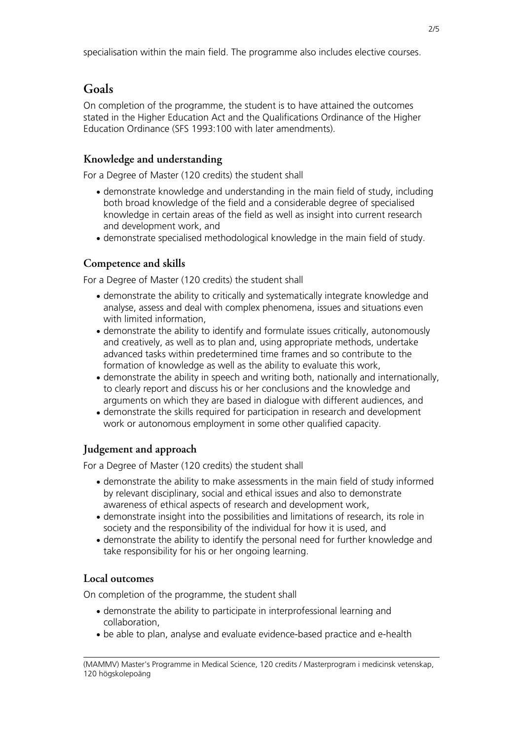specialisation within the main field. The programme also includes elective courses.

## Goals

On completion of the programme, the student is to have attained the outcomes stated in the Higher Education Act and the Qualifications Ordinance of the Higher Education Ordinance (SFS 1993:100 with later amendments).

### Knowledge and understanding

For a Degree of Master (120 credits) the student shall

- demonstrate knowledge and understanding in the main field of study, including both broad knowledge of the field and a considerable degree of specialised knowledge in certain areas of the field as well as insight into current research and development work, and
- demonstrate specialised methodological knowledge in the main field of study.

### Competence and skills

For a Degree of Master (120 credits) the student shall

- demonstrate the ability to critically and systematically integrate knowledge and analyse, assess and deal with complex phenomena, issues and situations even with limited information,
- demonstrate the ability to identify and formulate issues critically, autonomously and creatively, as well as to plan and, using appropriate methods, undertake advanced tasks within predetermined time frames and so contribute to the formation of knowledge as well as the ability to evaluate this work,
- demonstrate the ability in speech and writing both, nationally and internationally, to clearly report and discuss his or her conclusions and the knowledge and arguments on which they are based in dialogue with different audiences, and
- demonstrate the skills required for participation in research and development work or autonomous employment in some other qualified capacity.

### Judgement and approach

For a Degree of Master (120 credits) the student shall

- demonstrate the ability to make assessments in the main field of study informed by relevant disciplinary, social and ethical issues and also to demonstrate awareness of ethical aspects of research and development work,
- demonstrate insight into the possibilities and limitations of research, its role in society and the responsibility of the individual for how it is used, and
- demonstrate the ability to identify the personal need for further knowledge and take responsibility for his or her ongoing learning.

### Local outcomes

On completion of the programme, the student shall

- demonstrate the ability to participate in interprofessional learning and collaboration,
- be able to plan, analyse and evaluate evidence-based practice and e-health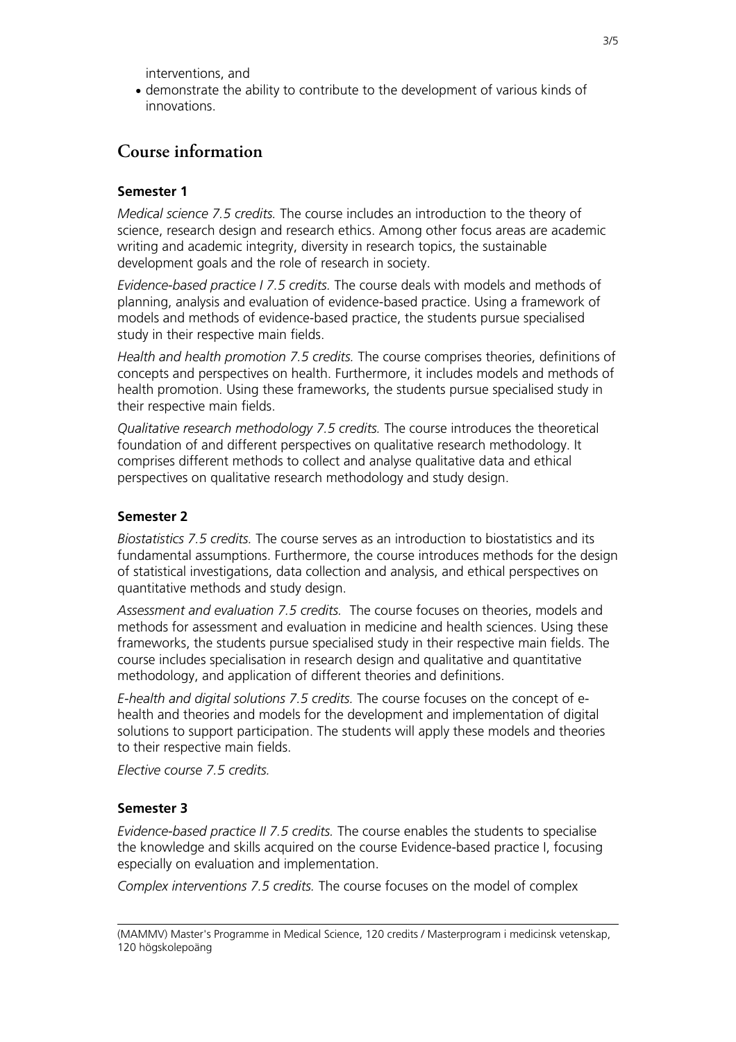interventions, and

- demonstrate the ability to contribute to the development of various kinds of innovations.

## Course information

### Semester 1

*Medical science 7.5 credits.* The course includes an introduction to the theory of science, research design and research ethics. Among other focus areas are academic writing and academic integrity, diversity in research topics, the sustainable development goals and the role of research in society.

*Evidence-based practice I 7.5 credits.* The course deals with models and methods of planning, analysis and evaluation of evidence-based practice. Using a framework of models and methods of evidence-based practice, the students pursue specialised study in their respective main fields.

*Health and health promotion 7.5 credits.* The course comprises theories, definitions of concepts and perspectives on health. Furthermore, it includes models and methods of health promotion. Using these frameworks, the students pursue specialised study in their respective main fields.

*Qualitative research methodology 7.5 credits.* The course introduces the theoretical foundation of and different perspectives on qualitative research methodology. It comprises different methods to collect and analyse qualitative data and ethical perspectives on qualitative research methodology and study design.

### Semester 2

*Biostatistics 7.5 credits.* The course serves as an introduction to biostatistics and its fundamental assumptions. Furthermore, the course introduces methods for the design of statistical investigations, data collection and analysis, and ethical perspectives on quantitative methods and study design.

*Assessment and evaluation 7.5 credits.* The course focuses on theories, models and methods for assessment and evaluation in medicine and health sciences. Using these frameworks, the students pursue specialised study in their respective main fields. The course includes specialisation in research design and qualitative and quantitative methodology, and application of different theories and definitions.

*E-health and digital solutions 7.5 credits.* The course focuses on the concept of e-health and theories and models for the development and implementation of digital solutions to support participation. The students will apply these models and theories to their respective main fields.

*Elective course 7.5 credits.*

### Semester 3

*Evidence-based practice II 7.5 credits.* The course enables the students to specialise the knowledge and skills acquired on the course Evidence-based practice I, focusing especially on evaluation and implementation.

*Complex interventions 7.5 credits.* The course focuses on the model of complex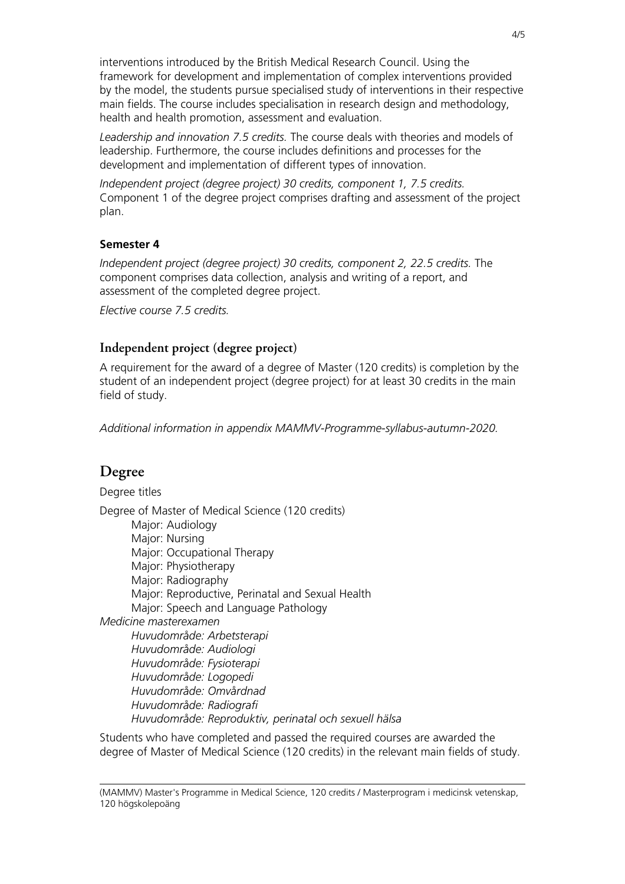interventions introduced by the British Medical Research Council. Using the framework for development and implementation of complex interventions provided by the model, the students pursue specialised study of interventions in their respective main fields. The course includes specialisation in research design and methodology, health and health promotion, assessment and evaluation.

*Leadership and innovation 7.5 credits.* The course deals with theories and models of leadership. Furthermore, the course includes definitions and processes for the development and implementation of different types of innovation.

*Independent project (degree project) 30 credits, component 1, 7.5 credits.* Component 1 of the degree project comprises drafting and assessment of the project plan.

**Semester 4**

*Independent project (degree project) 30 credits, component 2, 22.5 credits.* The component comprises data collection, analysis and writing of a report, and assessment of the completed degree project.

*Elective course 7.5 credits.*

### Independent project (degree project)

A requirement for the award of a degree of Master (120 credits) is completion by the student of an independent project (degree project) for at least 30 credits in the main field of study.

*Additional information in appendix MAMMV-Programme-syllabus-autumn-2020.*

## Degree

Degree titles

Degree of Master of Medical Science (120 credits)
- Major: Audiology
- Major: Nursing
- Major: Occupational Therapy
- Major: Physiotherapy
- Major: Radiography
- Major: Reproductive, Perinatal and Sexual Health
- Major: Speech and Language Pathology

*Medicine masterexamen*
- *Huvudområde: Arbetsterapi*
- *Huvudområde: Audiologi*
- *Huvudområde: Fysioterapi*
- *Huvudområde: Logopedi*
- *Huvudområde: Omvårdnad*
- *Huvudområde: Radiografi*
- *Huvudområde: Reproduktiv, perinatal och sexuell hälsa*

Students who have completed and passed the required courses are awarded the degree of Master of Medical Science (120 credits) in the relevant main fields of study.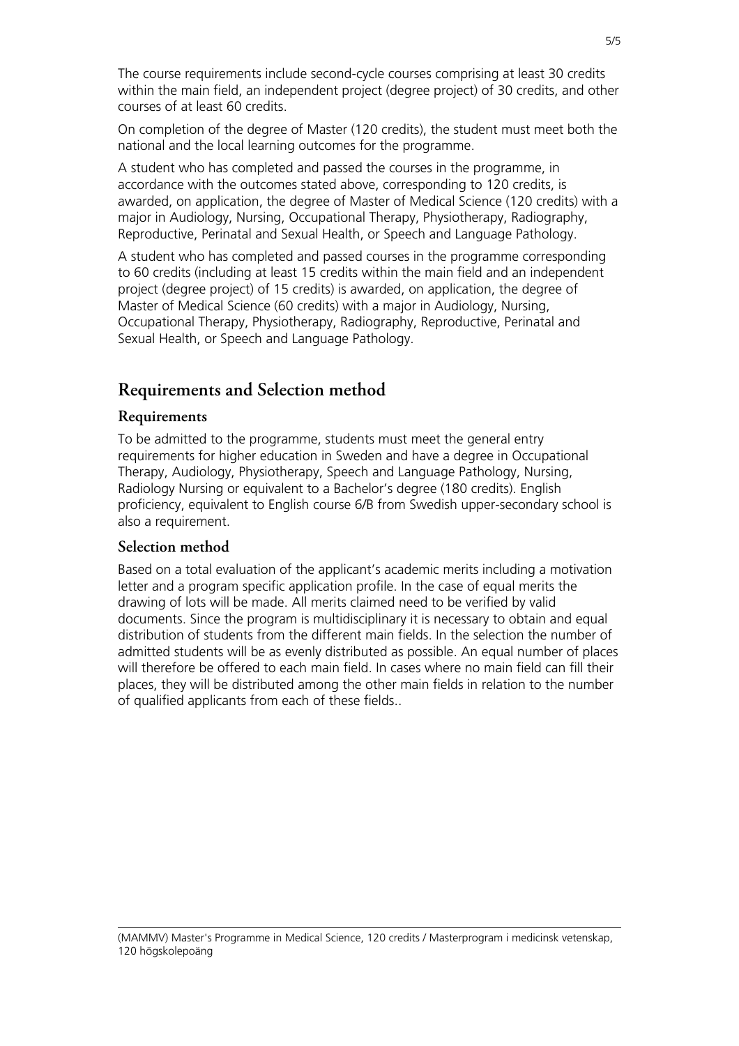The course requirements include second-cycle courses comprising at least 30 credits within the main field, an independent project (degree project) of 30 credits, and other courses of at least 60 credits.

On completion of the degree of Master (120 credits), the student must meet both the national and the local learning outcomes for the programme.

A student who has completed and passed the courses in the programme, in accordance with the outcomes stated above, corresponding to 120 credits, is awarded, on application, the degree of Master of Medical Science (120 credits) with a major in Audiology, Nursing, Occupational Therapy, Physiotherapy, Radiography, Reproductive, Perinatal and Sexual Health, or Speech and Language Pathology.

A student who has completed and passed courses in the programme corresponding to 60 credits (including at least 15 credits within the main field and an independent project (degree project) of 15 credits) is awarded, on application, the degree of Master of Medical Science (60 credits) with a major in Audiology, Nursing, Occupational Therapy, Physiotherapy, Radiography, Reproductive, Perinatal and Sexual Health, or Speech and Language Pathology.

## Requirements and Selection method

### Requirements

To be admitted to the programme, students must meet the general entry requirements for higher education in Sweden and have a degree in Occupational Therapy, Audiology, Physiotherapy, Speech and Language Pathology, Nursing, Radiology Nursing or equivalent to a Bachelor's degree (180 credits). English proficiency, equivalent to English course 6/B from Swedish upper-secondary school is also a requirement.

### Selection method

Based on a total evaluation of the applicant's academic merits including a motivation letter and a program specific application profile. In the case of equal merits the drawing of lots will be made. All merits claimed need to be verified by valid documents. Since the program is multidisciplinary it is necessary to obtain and equal distribution of students from the different main fields. In the selection the number of admitted students will be as evenly distributed as possible. An equal number of places will therefore be offered to each main field. In cases where no main field can fill their places, they will be distributed among the other main fields in relation to the number of qualified applicants from each of these fields..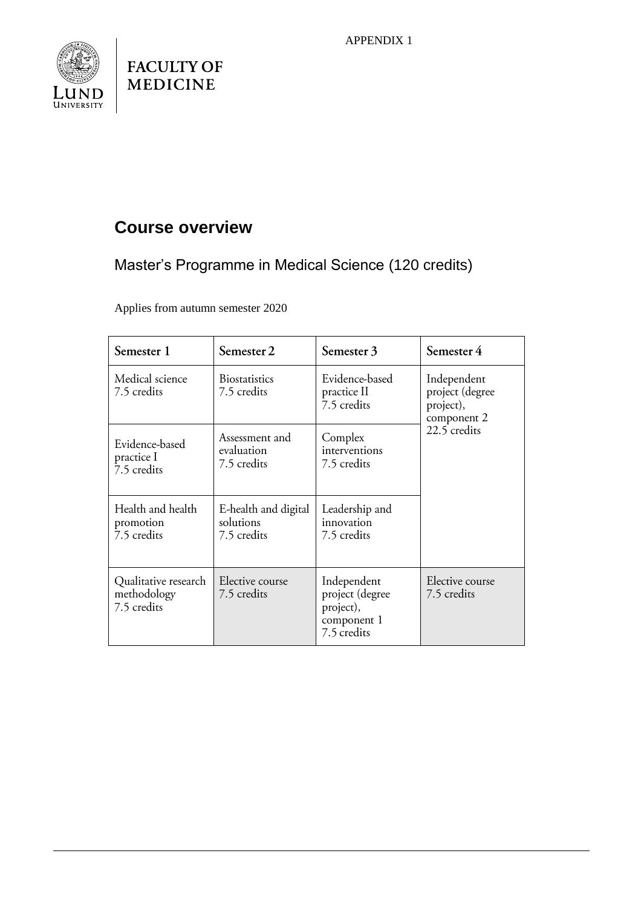APPENDIX 1

FACULTY OF MEDICINE

## Course overview

### Master's Programme in Medical Science (120 credits)

Applies from autumn semester 2020

| Semester 1 | Semester 2 | Semester 3 | Semester 4 |
|---|---|---|---|
| Medical science 7.5 credits | Biostatistics 7.5 credits | Evidence-based practice II 7.5 credits | Independent project (degree project), component 2 22.5 credits |
| Evidence-based practice I 7.5 credits | Assessment and evaluation 7.5 credits | Complex interventions 7.5 credits | |
| Health and health promotion 7.5 credits | E-health and digital solutions 7.5 credits | Leadership and innovation 7.5 credits | |
| Qualitative research methodology 7.5 credits | Elective course 7.5 credits | Independent project (degree project), component 1 7.5 credits | Elective course 7.5 credits |